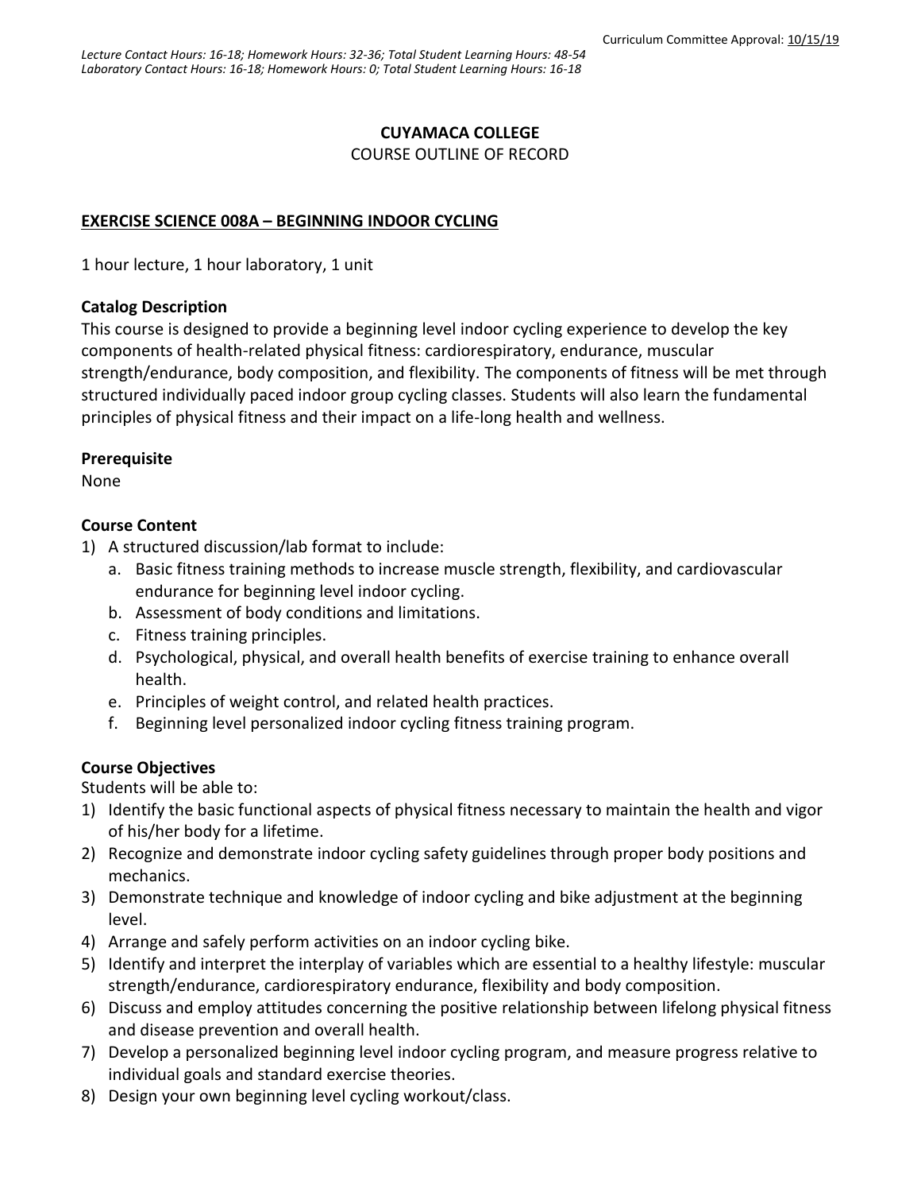Curriculum Committee Approval: 10/15/19

*Lecture Contact Hours: 16-18; Homework Hours: 32-36; Total Student Learning Hours: 48-54*
*Laboratory Contact Hours: 16-18; Homework Hours: 0; Total Student Learning Hours: 16-18*

**CUYAMACA COLLEGE**

COURSE OUTLINE OF RECORD

**EXERCISE SCIENCE 008A – BEGINNING INDOOR CYCLING**

1 hour lecture, 1 hour laboratory, 1 unit

**Catalog Description**

This course is designed to provide a beginning level indoor cycling experience to develop the key components of health-related physical fitness: cardiorespiratory, endurance, muscular strength/endurance, body composition, and flexibility. The components of fitness will be met through structured individually paced indoor group cycling classes. Students will also learn the fundamental principles of physical fitness and their impact on a life-long health and wellness.

**Prerequisite**

None

**Course Content**

1) A structured discussion/lab format to include:
   a. Basic fitness training methods to increase muscle strength, flexibility, and cardiovascular endurance for beginning level indoor cycling.
   b. Assessment of body conditions and limitations.
   c. Fitness training principles.
   d. Psychological, physical, and overall health benefits of exercise training to enhance overall health.
   e. Principles of weight control, and related health practices.
   f. Beginning level personalized indoor cycling fitness training program.

**Course Objectives**

Students will be able to:

1) Identify the basic functional aspects of physical fitness necessary to maintain the health and vigor of his/her body for a lifetime.
2) Recognize and demonstrate indoor cycling safety guidelines through proper body positions and mechanics.
3) Demonstrate technique and knowledge of indoor cycling and bike adjustment at the beginning level.
4) Arrange and safely perform activities on an indoor cycling bike.
5) Identify and interpret the interplay of variables which are essential to a healthy lifestyle: muscular strength/endurance, cardiorespiratory endurance, flexibility and body composition.
6) Discuss and employ attitudes concerning the positive relationship between lifelong physical fitness and disease prevention and overall health.
7) Develop a personalized beginning level indoor cycling program, and measure progress relative to individual goals and standard exercise theories.
8) Design your own beginning level cycling workout/class.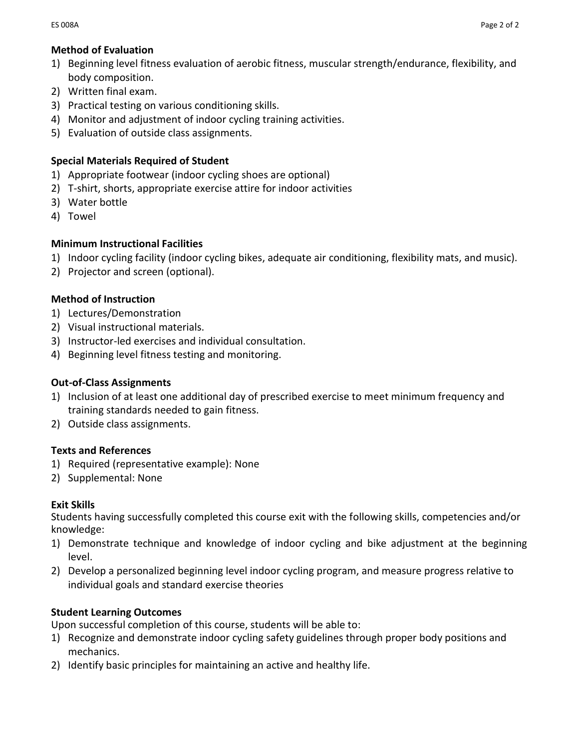**Method of Evaluation**

1) Beginning level fitness evaluation of aerobic fitness, muscular strength/endurance, flexibility, and body composition.
2) Written final exam.
3) Practical testing on various conditioning skills.
4) Monitor and adjustment of indoor cycling training activities.
5) Evaluation of outside class assignments.

**Special Materials Required of Student**

1) Appropriate footwear (indoor cycling shoes are optional)
2) T-shirt, shorts, appropriate exercise attire for indoor activities
3) Water bottle
4) Towel

**Minimum Instructional Facilities**

1) Indoor cycling facility (indoor cycling bikes, adequate air conditioning, flexibility mats, and music).
2) Projector and screen (optional).

**Method of Instruction**

1) Lectures/Demonstration
2) Visual instructional materials.
3) Instructor-led exercises and individual consultation.
4) Beginning level fitness testing and monitoring.

**Out-of-Class Assignments**

1) Inclusion of at least one additional day of prescribed exercise to meet minimum frequency and training standards needed to gain fitness.
2) Outside class assignments.

**Texts and References**

1) Required (representative example): None
2) Supplemental: None

**Exit Skills**

Students having successfully completed this course exit with the following skills, competencies and/or knowledge:

1) Demonstrate technique and knowledge of indoor cycling and bike adjustment at the beginning level.
2) Develop a personalized beginning level indoor cycling program, and measure progress relative to individual goals and standard exercise theories

**Student Learning Outcomes**

Upon successful completion of this course, students will be able to:

1) Recognize and demonstrate indoor cycling safety guidelines through proper body positions and mechanics.
2) Identify basic principles for maintaining an active and healthy life.